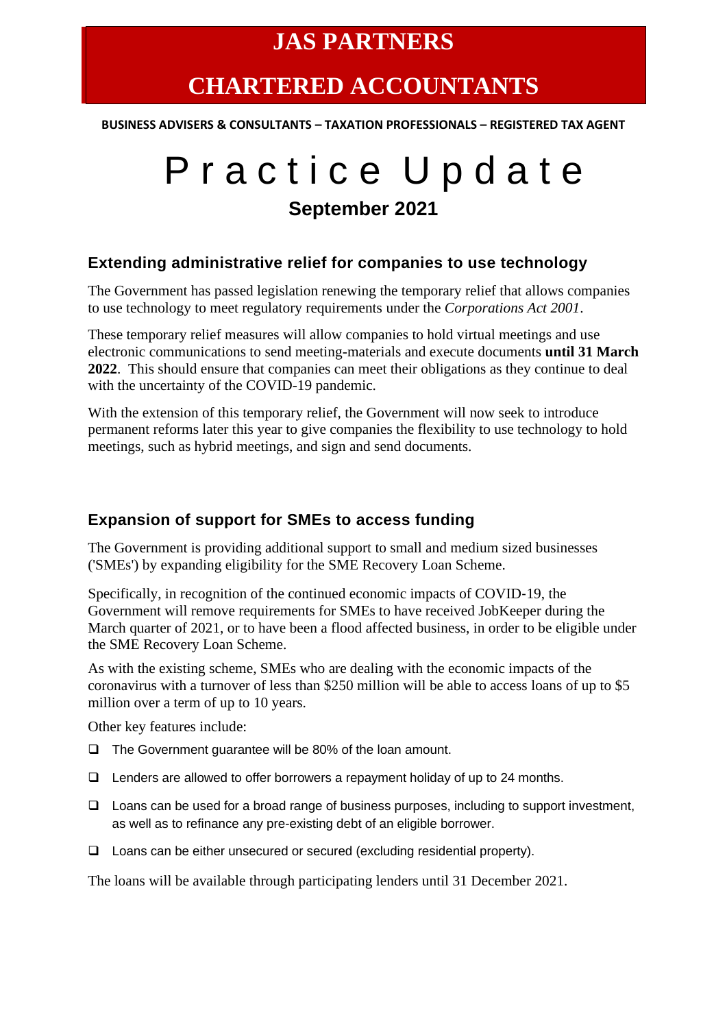# JAS PARTNERS

# CHARTERED ACCOUNTANTS

**BUSINESS ADVISERS & CONSULTANTS – TAXATION PROFESSIONALS – REGISTERED TAX AGENT**

# Practice Update

## September 2021

### Extending administrative relief for companies to use technology

The Government has passed legislation renewing the temporary relief that allows companies to use technology to meet regulatory requirements under the *Corporations Act 2001*.

These temporary relief measures will allow companies to hold virtual meetings and use electronic communications to send meeting-materials and execute documents **until 31 March 2022**. This should ensure that companies can meet their obligations as they continue to deal with the uncertainty of the COVID-19 pandemic.

With the extension of this temporary relief, the Government will now seek to introduce permanent reforms later this year to give companies the flexibility to use technology to hold meetings, such as hybrid meetings, and sign and send documents.

### Expansion of support for SMEs to access funding

The Government is providing additional support to small and medium sized businesses ('SMEs') by expanding eligibility for the SME Recovery Loan Scheme.

Specifically, in recognition of the continued economic impacts of COVID-19, the Government will remove requirements for SMEs to have received JobKeeper during the March quarter of 2021, or to have been a flood affected business, in order to be eligible under the SME Recovery Loan Scheme.

As with the existing scheme, SMEs who are dealing with the economic impacts of the coronavirus with a turnover of less than $250 million will be able to access loans of up to $5 million over a term of up to 10 years.

Other key features include:

- The Government guarantee will be 80% of the loan amount.
- Lenders are allowed to offer borrowers a repayment holiday of up to 24 months.
- Loans can be used for a broad range of business purposes, including to support investment, as well as to refinance any pre-existing debt of an eligible borrower.
- Loans can be either unsecured or secured (excluding residential property).

The loans will be available through participating lenders until 31 December 2021.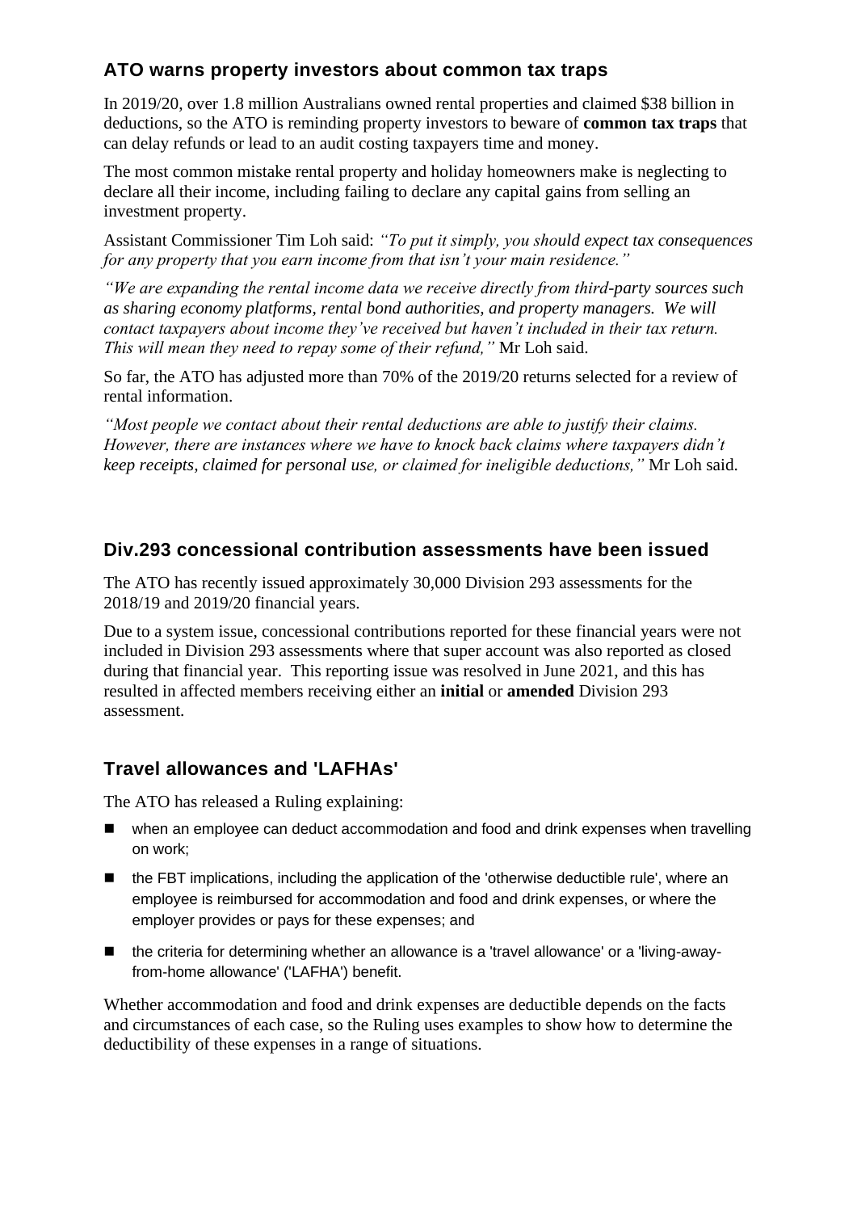## ATO warns property investors about common tax traps

In 2019/20, over 1.8 million Australians owned rental properties and claimed $38 billion in deductions, so the ATO is reminding property investors to beware of **common tax traps** that can delay refunds or lead to an audit costing taxpayers time and money.

The most common mistake rental property and holiday homeowners make is neglecting to declare all their income, including failing to declare any capital gains from selling an investment property.

Assistant Commissioner Tim Loh said: *"To put it simply, you should expect tax consequences for any property that you earn income from that isn't your main residence."*

*"We are expanding the rental income data we receive directly from third-party sources such as sharing economy platforms, rental bond authorities, and property managers. We will contact taxpayers about income they've received but haven't included in their tax return. This will mean they need to repay some of their refund,"* Mr Loh said.

So far, the ATO has adjusted more than 70% of the 2019/20 returns selected for a review of rental information.

*"Most people we contact about their rental deductions are able to justify their claims. However, there are instances where we have to knock back claims where taxpayers didn't keep receipts, claimed for personal use, or claimed for ineligible deductions,"* Mr Loh said.

## Div.293 concessional contribution assessments have been issued

The ATO has recently issued approximately 30,000 Division 293 assessments for the 2018/19 and 2019/20 financial years.

Due to a system issue, concessional contributions reported for these financial years were not included in Division 293 assessments where that super account was also reported as closed during that financial year. This reporting issue was resolved in June 2021, and this has resulted in affected members receiving either an **initial** or **amended** Division 293 assessment.

## Travel allowances and 'LAFHAs'

The ATO has released a Ruling explaining:

- when an employee can deduct accommodation and food and drink expenses when travelling on work;
- the FBT implications, including the application of the 'otherwise deductible rule', where an employee is reimbursed for accommodation and food and drink expenses, or where the employer provides or pays for these expenses; and
- the criteria for determining whether an allowance is a 'travel allowance' or a 'living-away-from-home allowance' ('LAFHA') benefit.

Whether accommodation and food and drink expenses are deductible depends on the facts and circumstances of each case, so the Ruling uses examples to show how to determine the deductibility of these expenses in a range of situations.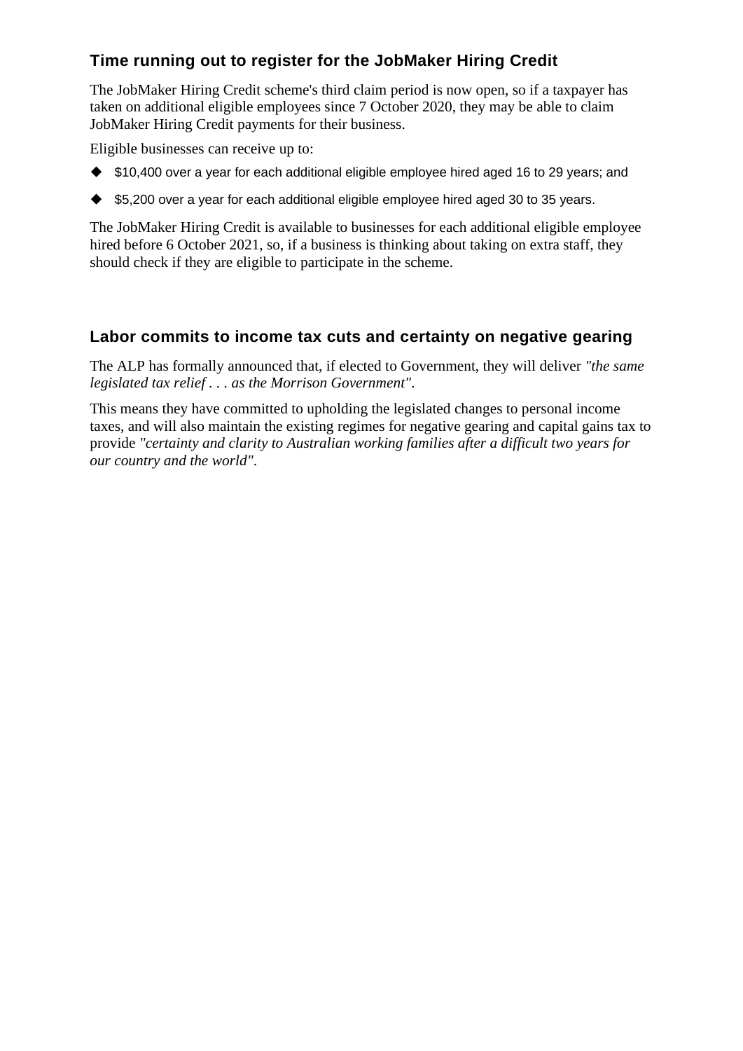### Time running out to register for the JobMaker Hiring Credit

The JobMaker Hiring Credit scheme's third claim period is now open, so if a taxpayer has taken on additional eligible employees since 7 October 2020, they may be able to claim JobMaker Hiring Credit payments for their business.

Eligible businesses can receive up to:

- $10,400 over a year for each additional eligible employee hired aged 16 to 29 years; and
- $5,200 over a year for each additional eligible employee hired aged 30 to 35 years.

The JobMaker Hiring Credit is available to businesses for each additional eligible employee hired before 6 October 2021, so, if a business is thinking about taking on extra staff, they should check if they are eligible to participate in the scheme.

### Labor commits to income tax cuts and certainty on negative gearing

The ALP has formally announced that, if elected to Government, they will deliver *"the same legislated tax relief . . . as the Morrison Government"*.

This means they have committed to upholding the legislated changes to personal income taxes, and will also maintain the existing regimes for negative gearing and capital gains tax to provide *"certainty and clarity to Australian working families after a difficult two years for our country and the world"*.